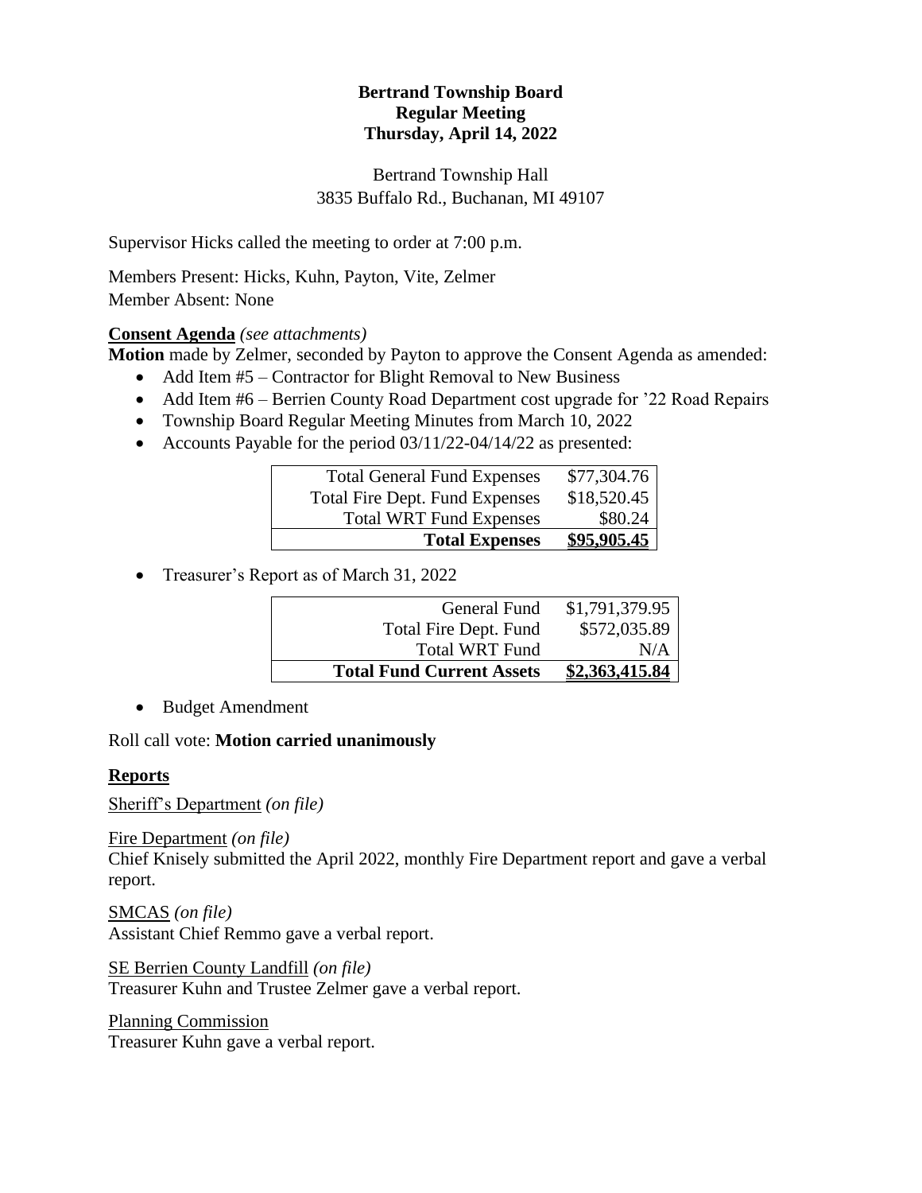**Bertrand Township Board**
**Regular Meeting**
**Thursday, April 14, 2022**

Bertrand Township Hall
3835 Buffalo Rd., Buchanan, MI 49107

Supervisor Hicks called the meeting to order at 7:00 p.m.

Members Present: Hicks, Kuhn, Payton, Vite, Zelmer
Member Absent: None

**Consent Agenda** *(see attachments)*
**Motion** made by Zelmer, seconded by Payton to approve the Consent Agenda as amended:

- Add Item #5 – Contractor for Blight Removal to New Business
- Add Item #6 – Berrien County Road Department cost upgrade for '22 Road Repairs
- Township Board Regular Meeting Minutes from March 10, 2022
- Accounts Payable for the period 03/11/22-04/14/22 as presented:

| | |
|---|---|
| Total General Fund Expenses | $77,304.76 |
| Total Fire Dept. Fund Expenses | $18,520.45 |
| Total WRT Fund Expenses | $80.24 |
| **Total Expenses** | **$95,905.45** |

- Treasurer's Report as of March 31, 2022

| | |
|---|---|
| General Fund | $1,791,379.95 |
| Total Fire Dept. Fund | $572,035.89 |
| Total WRT Fund | N/A |
| **Total Fund Current Assets** | **$2,363,415.84** |

- Budget Amendment

Roll call vote: **Motion carried unanimously**

**Reports**

Sheriff's Department *(on file)*

Fire Department *(on file)*
Chief Knisely submitted the April 2022, monthly Fire Department report and gave a verbal report.

SMCAS *(on file)*
Assistant Chief Remmo gave a verbal report.

SE Berrien County Landfill *(on file)*
Treasurer Kuhn and Trustee Zelmer gave a verbal report.

Planning Commission
Treasurer Kuhn gave a verbal report.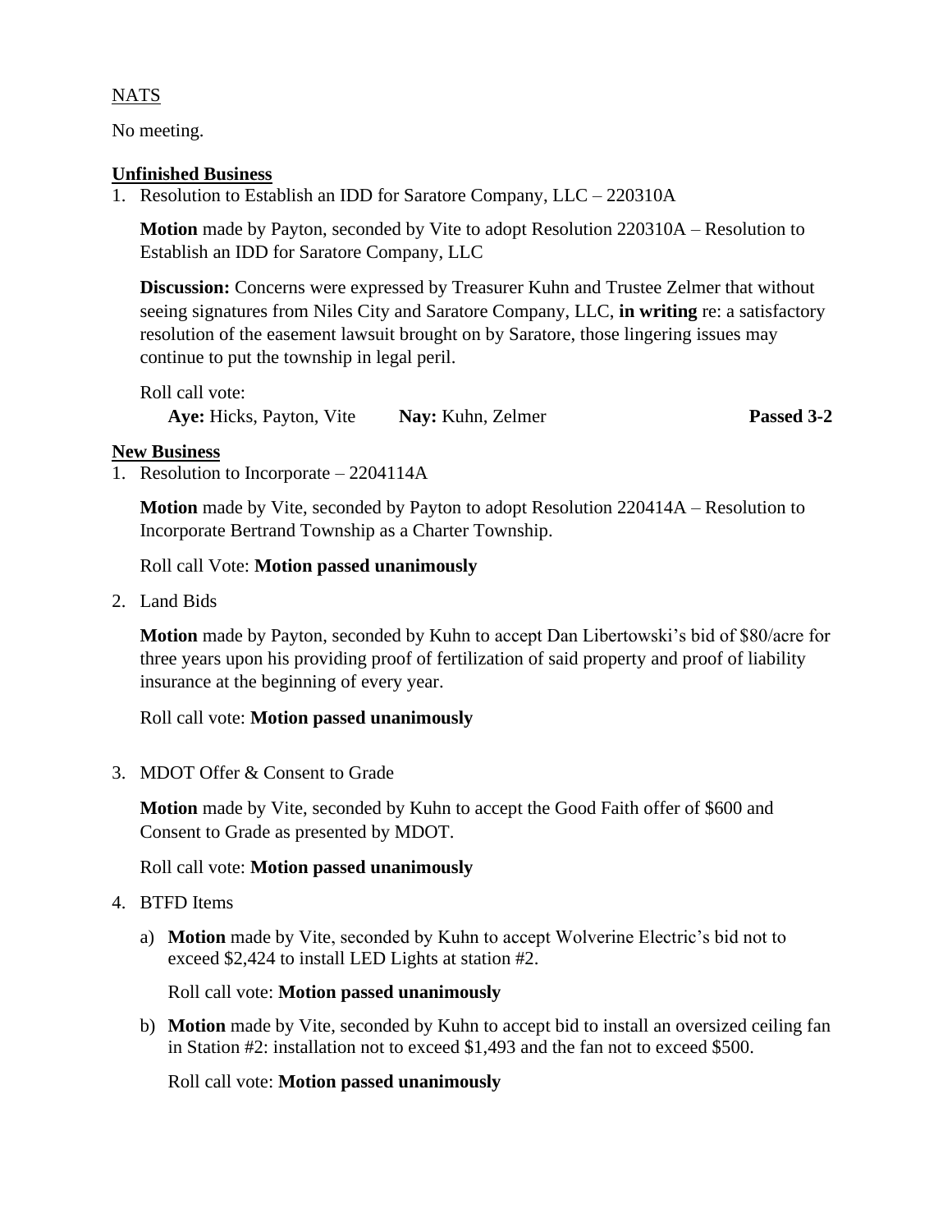NATS

No meeting.

**Unfinished Business**

1. Resolution to Establish an IDD for Saratore Company, LLC – 220310A

   **Motion** made by Payton, seconded by Vite to adopt Resolution 220310A – Resolution to Establish an IDD for Saratore Company, LLC

   **Discussion:** Concerns were expressed by Treasurer Kuhn and Trustee Zelmer that without seeing signatures from Niles City and Saratore Company, LLC, **in writing** re: a satisfactory resolution of the easement lawsuit brought on by Saratore, those lingering issues may continue to put the township in legal peril.

   Roll call vote:
   **Aye:** Hicks, Payton, Vite **Nay:** Kuhn, Zelmer **Passed 3-2**

**New Business**

1. Resolution to Incorporate – 2204114A

   **Motion** made by Vite, seconded by Payton to adopt Resolution 220414A – Resolution to Incorporate Bertrand Township as a Charter Township.

   Roll call Vote: **Motion passed unanimously**

2. Land Bids

   **Motion** made by Payton, seconded by Kuhn to accept Dan Libertowski's bid of $80/acre for three years upon his providing proof of fertilization of said property and proof of liability insurance at the beginning of every year.

   Roll call vote: **Motion passed unanimously**

3. MDOT Offer & Consent to Grade

   **Motion** made by Vite, seconded by Kuhn to accept the Good Faith offer of $600 and Consent to Grade as presented by MDOT.

   Roll call vote: **Motion passed unanimously**

4. BTFD Items

   a) **Motion** made by Vite, seconded by Kuhn to accept Wolverine Electric's bid not to exceed $2,424 to install LED Lights at station #2.

      Roll call vote: **Motion passed unanimously**

   b) **Motion** made by Vite, seconded by Kuhn to accept bid to install an oversized ceiling fan in Station #2: installation not to exceed $1,493 and the fan not to exceed $500.

      Roll call vote: **Motion passed unanimously**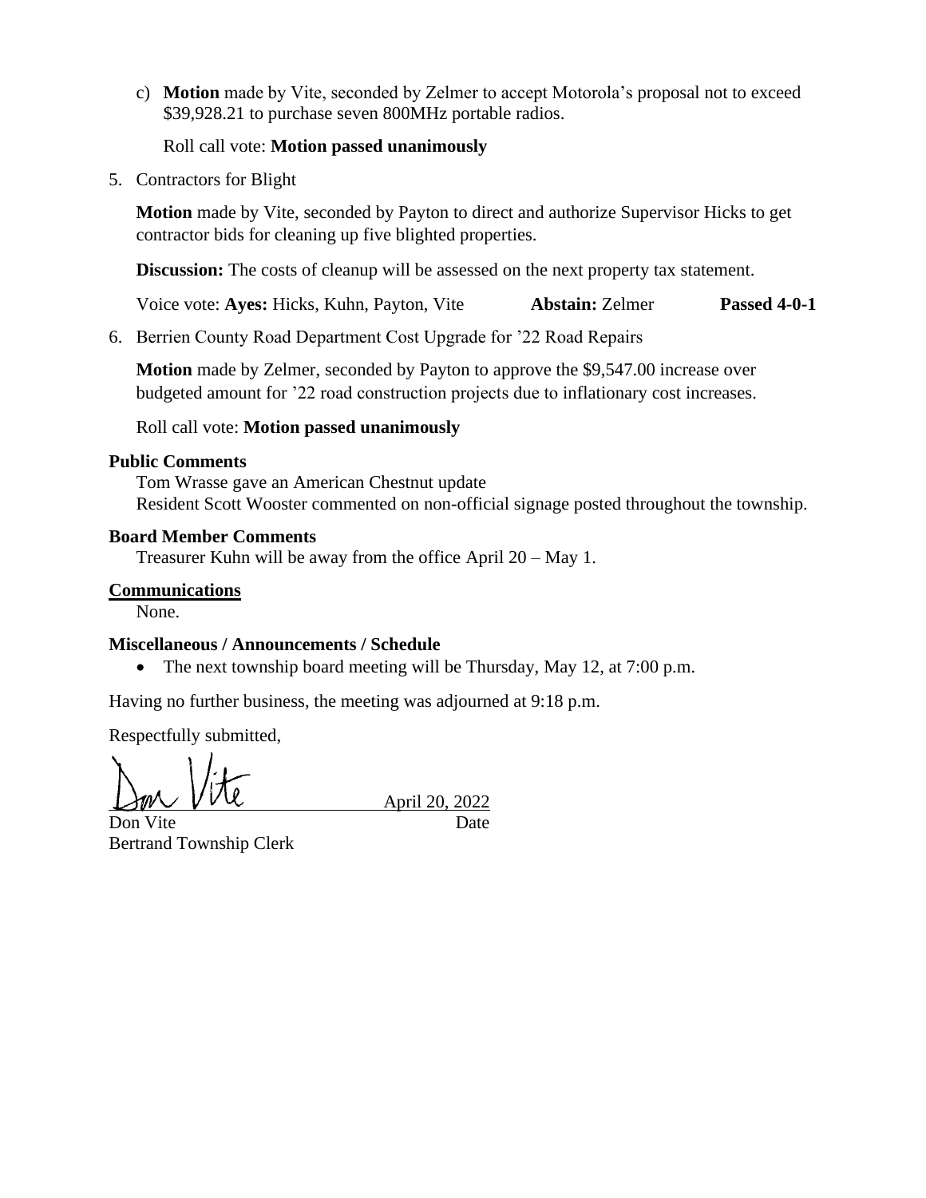c) **Motion** made by Vite, seconded by Zelmer to accept Motorola's proposal not to exceed $39,928.21 to purchase seven 800MHz portable radios.

   Roll call vote: **Motion passed unanimously**

5. Contractors for Blight

   **Motion** made by Vite, seconded by Payton to direct and authorize Supervisor Hicks to get contractor bids for cleaning up five blighted properties.

   **Discussion:** The costs of cleanup will be assessed on the next property tax statement.

   Voice vote: **Ayes:** Hicks, Kuhn, Payton, Vite **Abstain:** Zelmer **Passed 4-0-1**

6. Berrien County Road Department Cost Upgrade for '22 Road Repairs

   **Motion** made by Zelmer, seconded by Payton to approve the $9,547.00 increase over budgeted amount for '22 road construction projects due to inflationary cost increases.

   Roll call vote: **Motion passed unanimously**

**Public Comments**

Tom Wrasse gave an American Chestnut update
Resident Scott Wooster commented on non-official signage posted throughout the township.

**Board Member Comments**

Treasurer Kuhn will be away from the office April 20 – May 1.

**Communications**

None.

**Miscellaneous / Announcements / Schedule**

- The next township board meeting will be Thursday, May 12, at 7:00 p.m.

Having no further business, the meeting was adjourned at 9:18 p.m.

Respectfully submitted,

Don Vite April 20, 2022

Don Vite Date
Bertrand Township Clerk